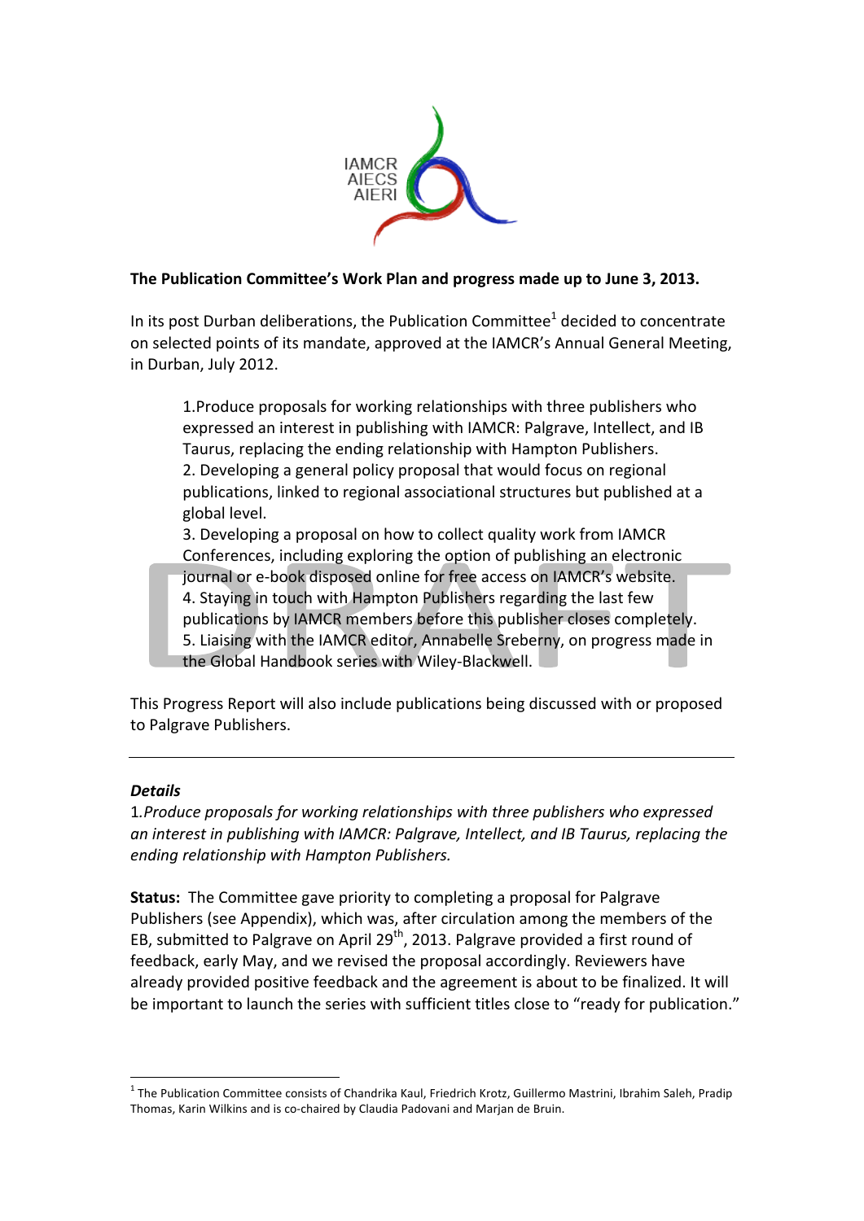**The Publication Committee's Work Plan and progress made up to June 3, 2013.**

In its post Durban deliberations, the Publication Committee[1] decided to concentrate on selected points of its mandate, approved at the IAMCR's Annual General Meeting, in Durban, July 2012.

> 1.Produce proposals for working relationships with three publishers who expressed an interest in publishing with IAMCR: Palgrave, Intellect, and IB Taurus, replacing the ending relationship with Hampton Publishers.
> 2. Developing a general policy proposal that would focus on regional publications, linked to regional associational structures but published at a global level.
> 3. Developing a proposal on how to collect quality work from IAMCR Conferences, including exploring the option of publishing an electronic journal or e-book disposed online for free access on IAMCR's website.
> 4. Staying in touch with Hampton Publishers regarding the last few publications by IAMCR members before this publisher closes completely.
> 5. Liaising with the IAMCR editor, Annabelle Sreberny, on progress made in the Global Handbook series with Wiley-Blackwell.

This Progress Report will also include publications being discussed with or proposed to Palgrave Publishers.

---

***Details***

1.*Produce proposals for working relationships with three publishers who expressed an interest in publishing with IAMCR: Palgrave, Intellect, and IB Taurus, replacing the ending relationship with Hampton Publishers.*

**Status:** The Committee gave priority to completing a proposal for Palgrave Publishers (see Appendix), which was, after circulation among the members of the EB, submitted to Palgrave on April 29th, 2013. Palgrave provided a first round of feedback, early May, and we revised the proposal accordingly. Reviewers have already provided positive feedback and the agreement is about to be finalized. It will be important to launch the series with sufficient titles close to "ready for publication."

[1] The Publication Committee consists of Chandrika Kaul, Friedrich Krotz, Guillermo Mastrini, Ibrahim Saleh, Pradip Thomas, Karin Wilkins and is co-chaired by Claudia Padovani and Marjan de Bruin.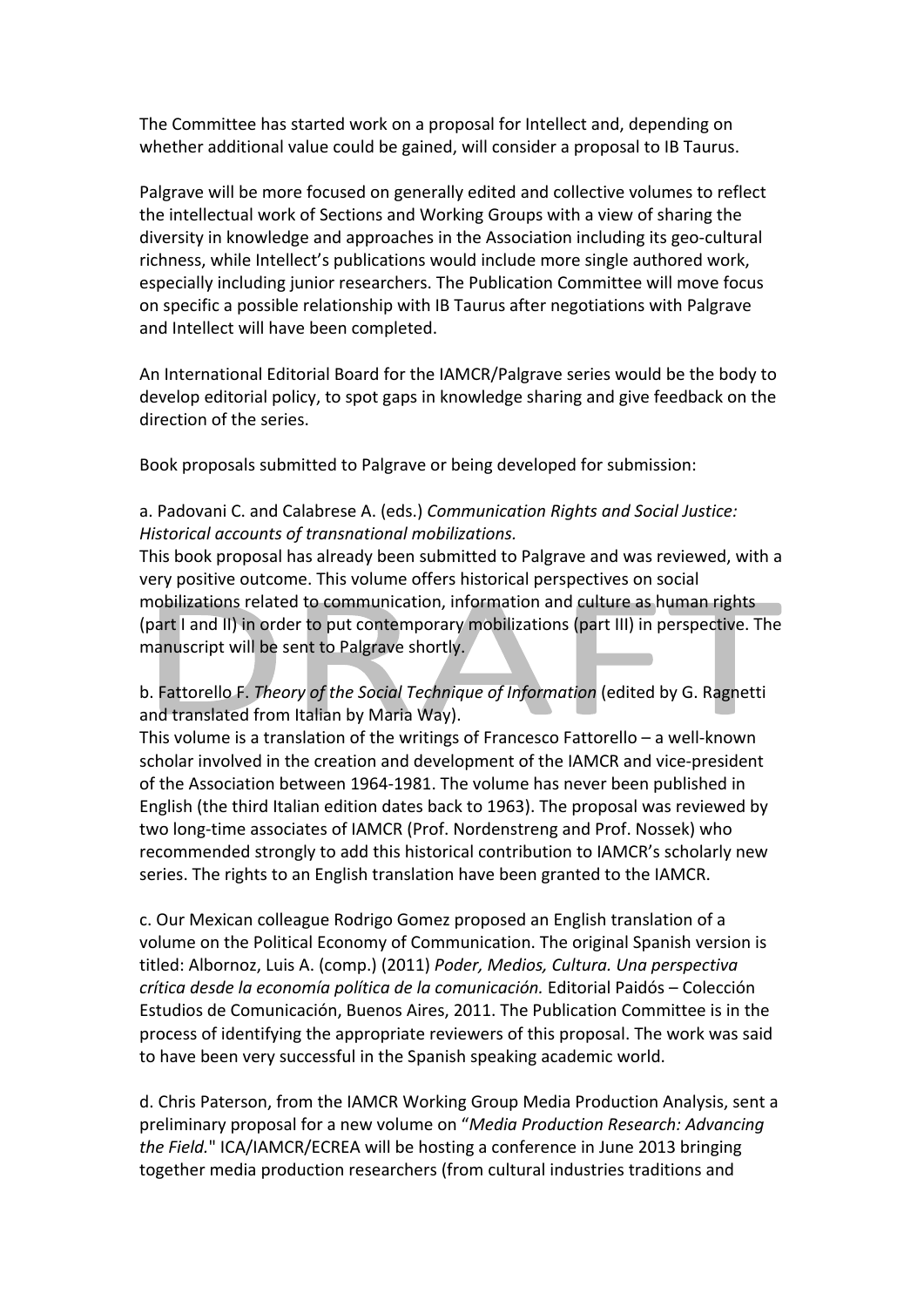The Committee has started work on a proposal for Intellect and, depending on whether additional value could be gained, will consider a proposal to IB Taurus.

Palgrave will be more focused on generally edited and collective volumes to reflect the intellectual work of Sections and Working Groups with a view of sharing the diversity in knowledge and approaches in the Association including its geo-cultural richness, while Intellect's publications would include more single authored work, especially including junior researchers. The Publication Committee will move focus on specific a possible relationship with IB Taurus after negotiations with Palgrave and Intellect will have been completed.

An International Editorial Board for the IAMCR/Palgrave series would be the body to develop editorial policy, to spot gaps in knowledge sharing and give feedback on the direction of the series.

Book proposals submitted to Palgrave or being developed for submission:

a. Padovani C. and Calabrese A. (eds.) *Communication Rights and Social Justice: Historical accounts of transnational mobilizations.*
This book proposal has already been submitted to Palgrave and was reviewed, with a very positive outcome. This volume offers historical perspectives on social mobilizations related to communication, information and culture as human rights (part I and II) in order to put contemporary mobilizations (part III) in perspective. The manuscript will be sent to Palgrave shortly.

b. Fattorello F. *Theory of the Social Technique of Information* (edited by G. Ragnetti and translated from Italian by Maria Way).
This volume is a translation of the writings of Francesco Fattorello – a well-known scholar involved in the creation and development of the IAMCR and vice-president of the Association between 1964-1981. The volume has never been published in English (the third Italian edition dates back to 1963). The proposal was reviewed by two long-time associates of IAMCR (Prof. Nordenstreng and Prof. Nossek) who recommended strongly to add this historical contribution to IAMCR's scholarly new series. The rights to an English translation have been granted to the IAMCR.

c. Our Mexican colleague Rodrigo Gomez proposed an English translation of a volume on the Political Economy of Communication. The original Spanish version is titled: Albornoz, Luis A. (comp.) (2011) *Poder, Medios, Cultura. Una perspectiva crítica desde la economía política de la comunicación.* Editorial Paidós – Colección Estudios de Comunicación, Buenos Aires, 2011. The Publication Committee is in the process of identifying the appropriate reviewers of this proposal. The work was said to have been very successful in the Spanish speaking academic world.

d. Chris Paterson, from the IAMCR Working Group Media Production Analysis, sent a preliminary proposal for a new volume on "*Media Production Research: Advancing the Field.*" ICA/IAMCR/ECREA will be hosting a conference in June 2013 bringing together media production researchers (from cultural industries traditions and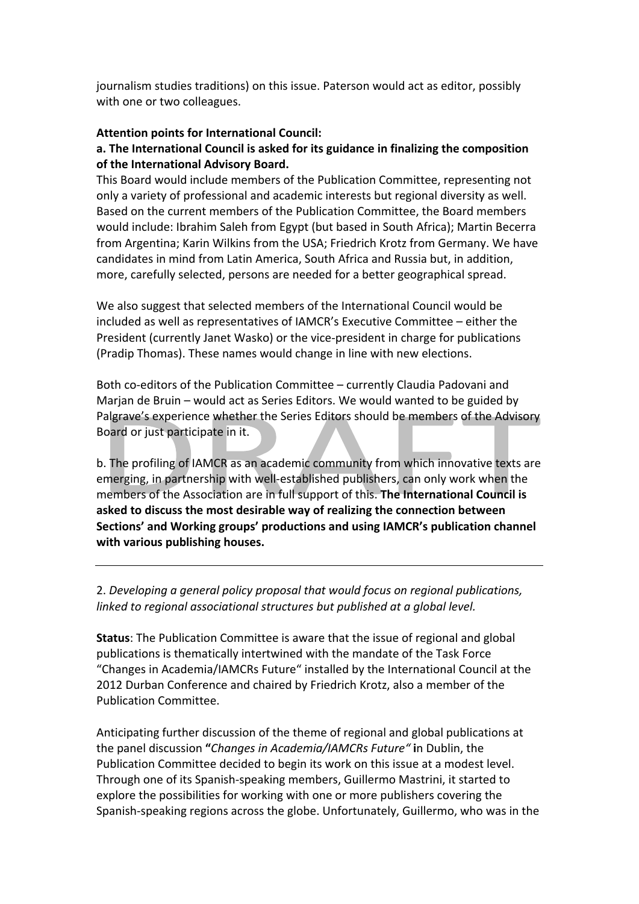journalism studies traditions) on this issue. Paterson would act as editor, possibly with one or two colleagues.

**Attention points for International Council:**

**a. The International Council is asked for its guidance in finalizing the composition of the International Advisory Board.**

This Board would include members of the Publication Committee, representing not only a variety of professional and academic interests but regional diversity as well. Based on the current members of the Publication Committee, the Board members would include: Ibrahim Saleh from Egypt (but based in South Africa); Martin Becerra from Argentina; Karin Wilkins from the USA; Friedrich Krotz from Germany. We have candidates in mind from Latin America, South Africa and Russia but, in addition, more, carefully selected, persons are needed for a better geographical spread.

We also suggest that selected members of the International Council would be included as well as representatives of IAMCR's Executive Committee – either the President (currently Janet Wasko) or the vice-president in charge for publications (Pradip Thomas). These names would change in line with new elections.

Both co-editors of the Publication Committee – currently Claudia Padovani and Marjan de Bruin – would act as Series Editors. We would wanted to be guided by Palgrave's experience whether the Series Editors should be members of the Advisory Board or just participate in it.

b. The profiling of IAMCR as an academic community from which innovative texts are emerging, in partnership with well-established publishers, can only work when the members of the Association are in full support of this. **The International Council is asked to discuss the most desirable way of realizing the connection between Sections' and Working groups' productions and using IAMCR's publication channel with various publishing houses.**

---

2. *Developing a general policy proposal that would focus on regional publications, linked to regional associational structures but published at a global level.*

**Status**: The Publication Committee is aware that the issue of regional and global publications is thematically intertwined with the mandate of the Task Force "Changes in Academia/IAMCRs Future" installed by the International Council at the 2012 Durban Conference and chaired by Friedrich Krotz, also a member of the Publication Committee.

Anticipating further discussion of the theme of regional and global publications at the panel discussion **"***Changes in Academia/IAMCRs Future"* **i**n Dublin, the Publication Committee decided to begin its work on this issue at a modest level. Through one of its Spanish-speaking members, Guillermo Mastrini, it started to explore the possibilities for working with one or more publishers covering the Spanish-speaking regions across the globe. Unfortunately, Guillermo, who was in the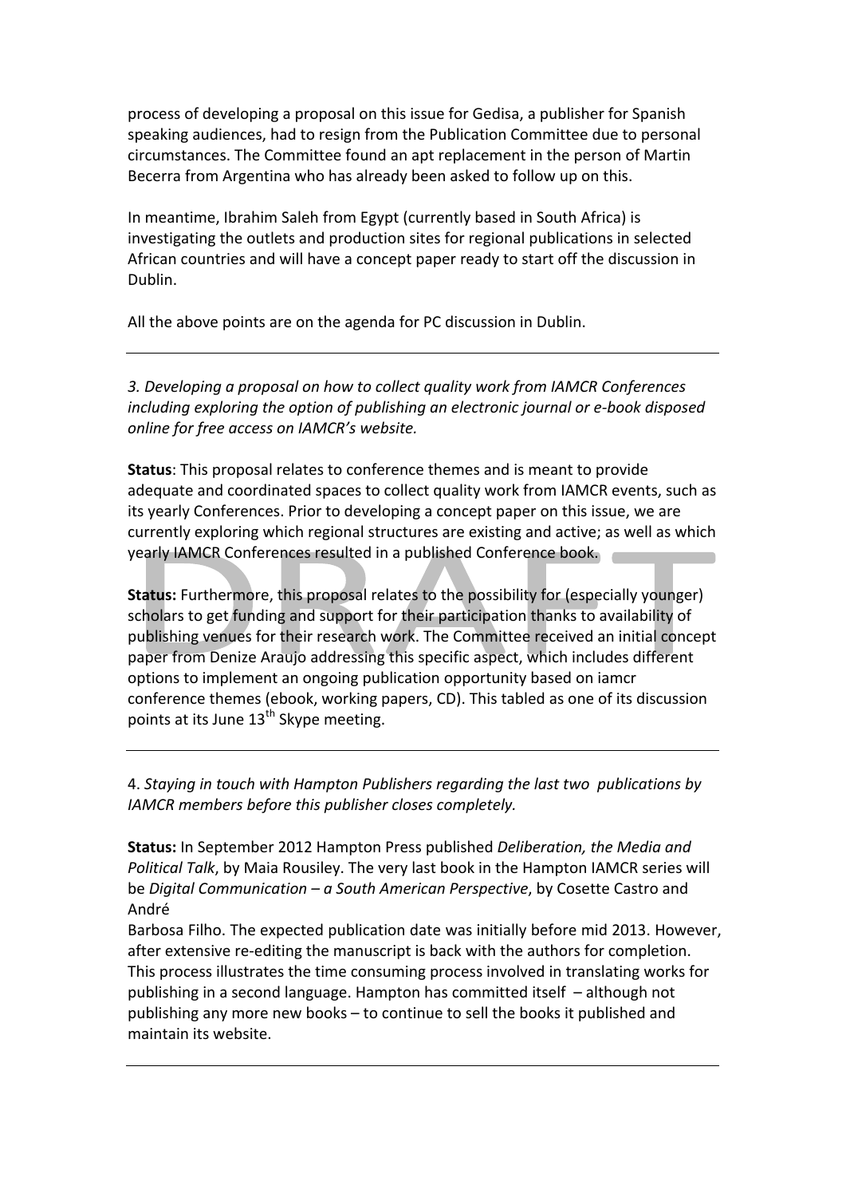process of developing a proposal on this issue for Gedisa, a publisher for Spanish speaking audiences, had to resign from the Publication Committee due to personal circumstances. The Committee found an apt replacement in the person of Martin Becerra from Argentina who has already been asked to follow up on this.

In meantime, Ibrahim Saleh from Egypt (currently based in South Africa) is investigating the outlets and production sites for regional publications in selected African countries and will have a concept paper ready to start off the discussion in Dublin.

All the above points are on the agenda for PC discussion in Dublin.

---

*3. Developing a proposal on how to collect quality work from IAMCR Conferences including exploring the option of publishing an electronic journal or e-book disposed online for free access on IAMCR's website.*

**Status**: This proposal relates to conference themes and is meant to provide adequate and coordinated spaces to collect quality work from IAMCR events, such as its yearly Conferences. Prior to developing a concept paper on this issue, we are currently exploring which regional structures are existing and active; as well as which yearly IAMCR Conferences resulted in a published Conference book.

**Status:** Furthermore, this proposal relates to the possibility for (especially younger) scholars to get funding and support for their participation thanks to availability of publishing venues for their research work. The Committee received an initial concept paper from Denize Araujo addressing this specific aspect, which includes different options to implement an ongoing publication opportunity based on iamcr conference themes (ebook, working papers, CD). This tabled as one of its discussion points at its June 13th Skype meeting.

---

4. *Staying in touch with Hampton Publishers regarding the last two publications by IAMCR members before this publisher closes completely.*

**Status:** In September 2012 Hampton Press published *Deliberation, the Media and Political Talk*, by Maia Rousiley. The very last book in the Hampton IAMCR series will be *Digital Communication – a South American Perspective*, by Cosette Castro and André
Barbosa Filho. The expected publication date was initially before mid 2013. However, after extensive re-editing the manuscript is back with the authors for completion. This process illustrates the time consuming process involved in translating works for publishing in a second language. Hampton has committed itself – although not publishing any more new books – to continue to sell the books it published and maintain its website.

---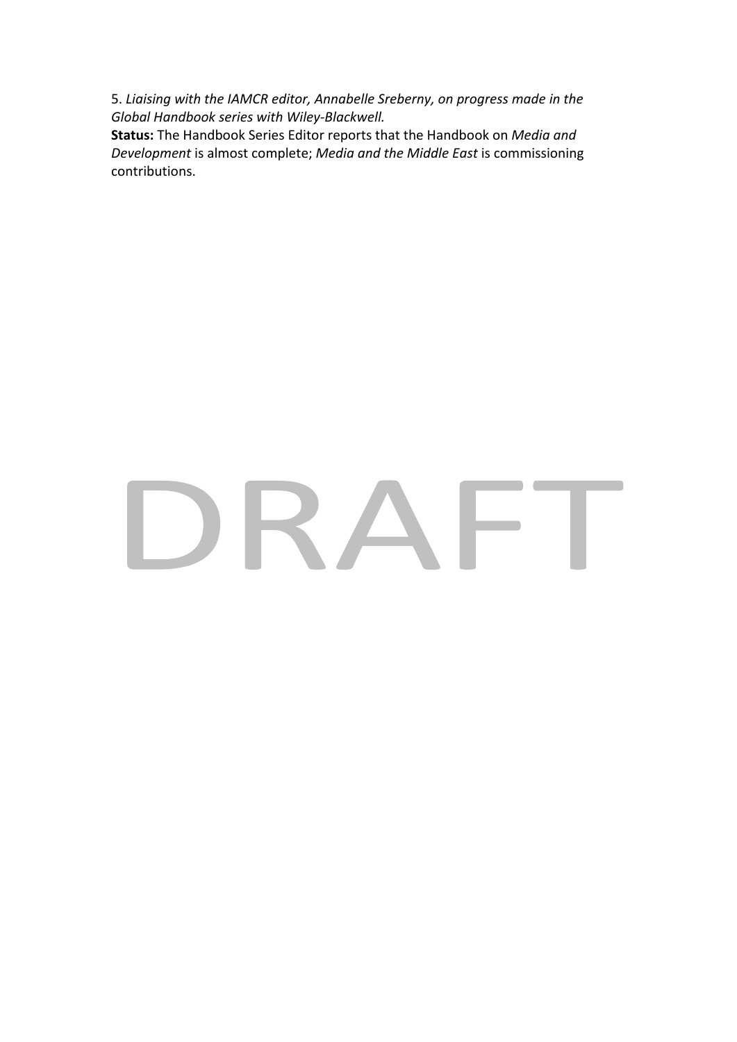5. *Liaising with the IAMCR editor, Annabelle Sreberny, on progress made in the Global Handbook series with Wiley-Blackwell.*
**Status:** The Handbook Series Editor reports that the Handbook on *Media and Development* is almost complete; *Media and the Middle East* is commissioning contributions.

DRAFT